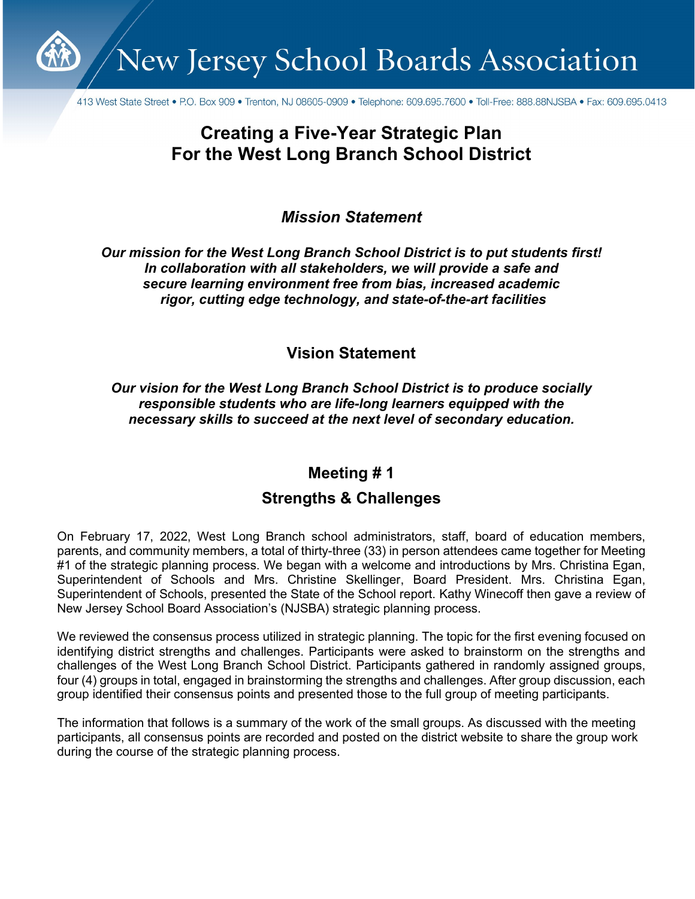# New Jersey School Boards Association

413 West State Street • P.O. Box 909 • Trenton, NJ 08605-0909 • Telephone: 609.695.7600 • Toll-Free: 888.88NJSBA • Fax: 609.695.0413

## Creating a Five-Year Strategic Plan For the West Long Branch School District

### *Mission Statement*

***Our mission for the West Long Branch School District is to put students first! In collaboration with all stakeholders, we will provide a safe and secure learning environment free from bias, increased academic rigor, cutting edge technology, and state-of-the-art facilities***

### Vision Statement

***Our vision for the West Long Branch School District is to produce socially responsible students who are life-long learners equipped with the necessary skills to succeed at the next level of secondary education.***

### Meeting # 1

### Strengths & Challenges

On February 17, 2022, West Long Branch school administrators, staff, board of education members, parents, and community members, a total of thirty-three (33) in person attendees came together for Meeting #1 of the strategic planning process. We began with a welcome and introductions by Mrs. Christina Egan, Superintendent of Schools and Mrs. Christine Skellinger, Board President. Mrs. Christina Egan, Superintendent of Schools, presented the State of the School report. Kathy Winecoff then gave a review of New Jersey School Board Association's (NJSBA) strategic planning process.

We reviewed the consensus process utilized in strategic planning. The topic for the first evening focused on identifying district strengths and challenges. Participants were asked to brainstorm on the strengths and challenges of the West Long Branch School District. Participants gathered in randomly assigned groups, four (4) groups in total, engaged in brainstorming the strengths and challenges. After group discussion, each group identified their consensus points and presented those to the full group of meeting participants.

The information that follows is a summary of the work of the small groups. As discussed with the meeting participants, all consensus points are recorded and posted on the district website to share the group work during the course of the strategic planning process.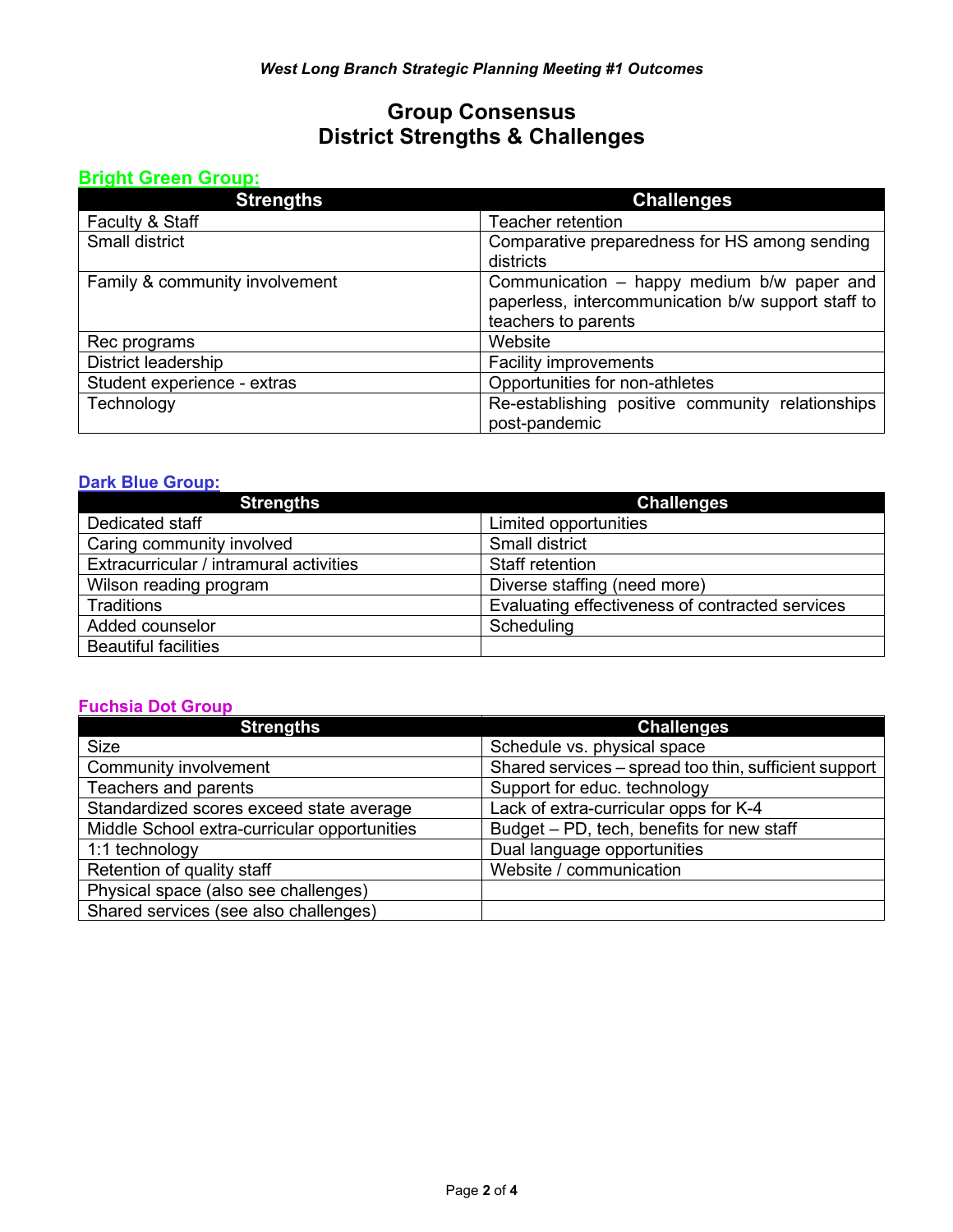*West Long Branch Strategic Planning Meeting #1 Outcomes*

# Group Consensus
# District Strengths & Challenges

## Bright Green Group:

| Strengths | Challenges |
|---|---|
| Faculty & Staff | Teacher retention |
| Small district | Comparative preparedness for HS among sending districts |
| Family & community involvement | Communication – happy medium b/w paper and paperless, intercommunication b/w support staff to teachers to parents |
| Rec programs | Website |
| District leadership | Facility improvements |
| Student experience - extras | Opportunities for non-athletes |
| Technology | Re-establishing positive community relationships post-pandemic |

## Dark Blue Group:

| Strengths | Challenges |
|---|---|
| Dedicated staff | Limited opportunities |
| Caring community involved | Small district |
| Extracurricular / intramural activities | Staff retention |
| Wilson reading program | Diverse staffing (need more) |
| Traditions | Evaluating effectiveness of contracted services |
| Added counselor | Scheduling |
| Beautiful facilities | |

## Fuchsia Dot Group

| Strengths | Challenges |
|---|---|
| Size | Schedule vs. physical space |
| Community involvement | Shared services – spread too thin, sufficient support |
| Teachers and parents | Support for educ. technology |
| Standardized scores exceed state average | Lack of extra-curricular opps for K-4 |
| Middle School extra-curricular opportunities | Budget – PD, tech, benefits for new staff |
| 1:1 technology | Dual language opportunities |
| Retention of quality staff | Website / communication |
| Physical space (also see challenges) | |
| Shared services (see also challenges) | |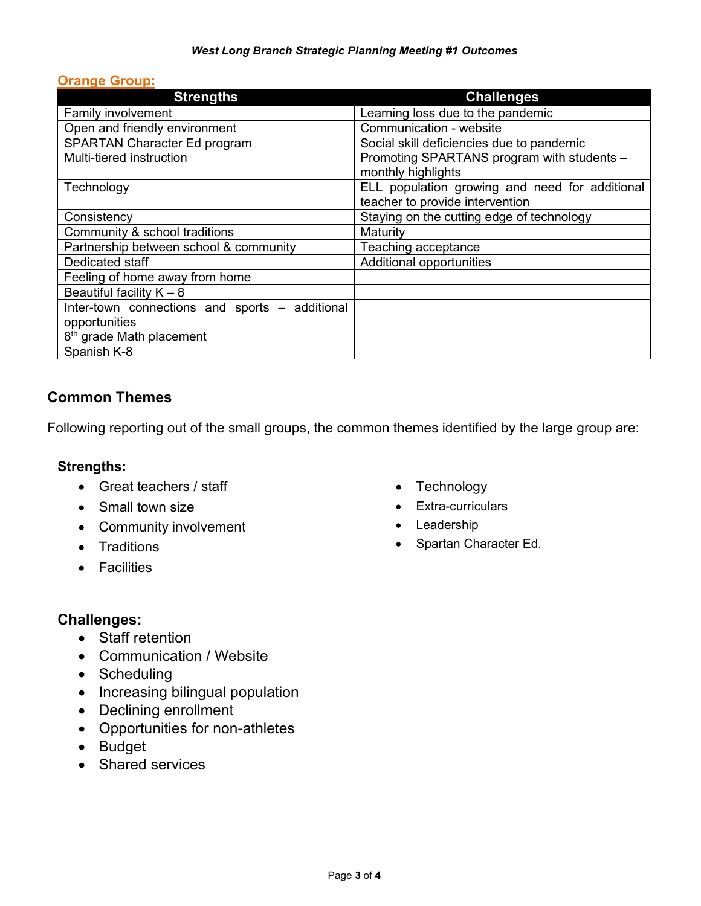## Orange Group:

| Strengths | Challenges |
|---|---|
| Family involvement | Learning loss due to the pandemic |
| Open and friendly environment | Communication - website |
| SPARTAN Character Ed program | Social skill deficiencies due to pandemic |
| Multi-tiered instruction | Promoting SPARTANS program with students – monthly highlights |
| Technology | ELL population growing and need for additional teacher to provide intervention |
| Consistency | Staying on the cutting edge of technology |
| Community & school traditions | Maturity |
| Partnership between school & community | Teaching acceptance |
| Dedicated staff | Additional opportunities |
| Feeling of home away from home | |
| Beautiful facility K – 8 | |
| Inter-town connections and sports – additional opportunities | |
| 8th grade Math placement | |
| Spanish K-8 | |

## Common Themes

Following reporting out of the small groups, the common themes identified by the large group are:

### Strengths:

- Great teachers / staff
- Small town size
- Community involvement
- Traditions
- Facilities
- Technology
- Extra-curriculars
- Leadership
- Spartan Character Ed.

### Challenges:

- Staff retention
- Communication / Website
- Scheduling
- Increasing bilingual population
- Declining enrollment
- Opportunities for non-athletes
- Budget
- Shared services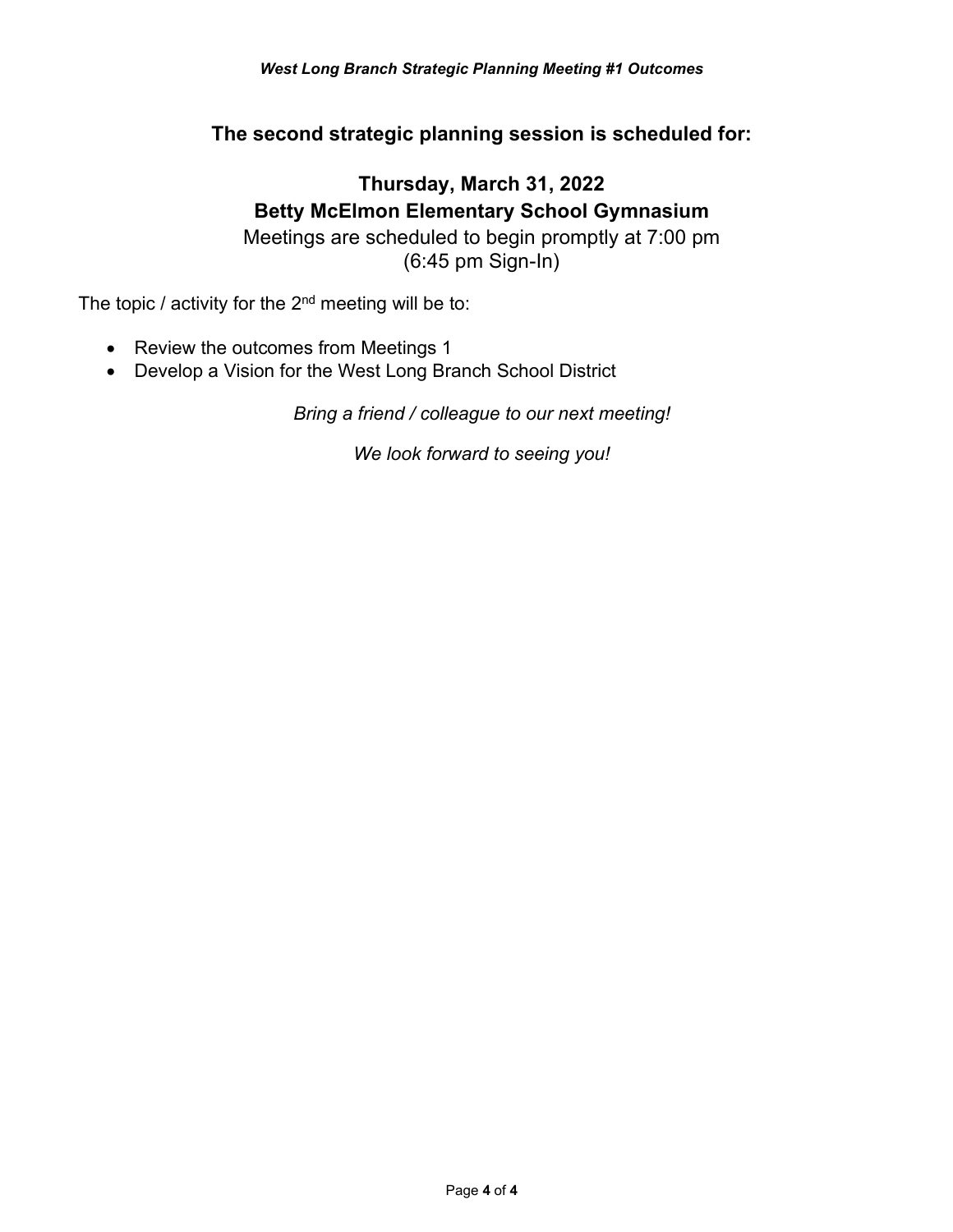## The second strategic planning session is scheduled for:

**Thursday, March 31, 2022**
**Betty McElmon Elementary School Gymnasium**
Meetings are scheduled to begin promptly at 7:00 pm
(6:45 pm Sign-In)

The topic / activity for the 2nd meeting will be to:

- Review the outcomes from Meetings 1
- Develop a Vision for the West Long Branch School District

*Bring a friend / colleague to our next meeting!*

*We look forward to seeing you!*